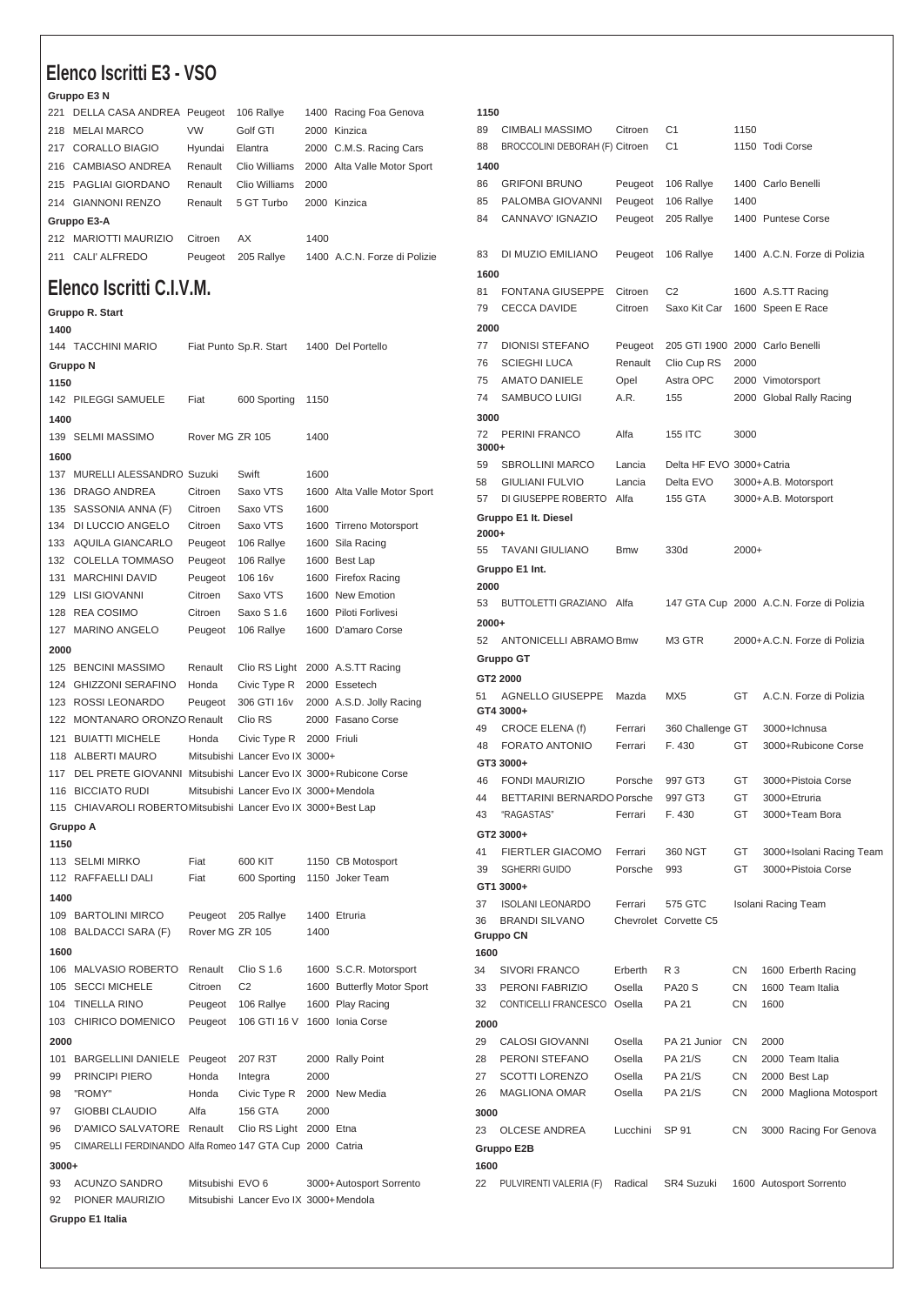# Elenco Iscritti E3 - VSO

**Gruppo E3 N**

| | | | | | |
|---|---|---|---|---|---|
| 221 | DELLA CASA ANDREA | Peugeot | 106 Rallye | 1400 | Racing Foa Genova |
| 218 | MELAI MARCO | VW | Golf GTI | 2000 | Kinzica |
| 217 | CORALLO BIAGIO | Hyundai | Elantra | 2000 | C.M.S. Racing Cars |
| 216 | CAMBIASO ANDREA | Renault | Clio Williams | 2000 | Alta Valle Motor Sport |
| 215 | PAGLIAI GIORDANO | Renault | Clio Williams | 2000 | |
| 214 | GIANNONI RENZO | Renault | 5 GT Turbo | 2000 | Kinzica |

**Gruppo E3-A**

| | | | | | |
|---|---|---|---|---|---|
| 212 | MARIOTTI MAURIZIO | Citroen | AX | 1400 | |
| 211 | CALI' ALFREDO | Peugeot | 205 Rallye | 1400 | A.C.N. Forze di Polizie |

# Elenco Iscritti C.I.V.M.

**Gruppo R. Start**

**1400**

| | | | | | |
|---|---|---|---|---|---|
| 144 | TACCHINI MARIO | Fiat | Punto Sp.R. Start | 1400 | Del Portello |

**Gruppo N**

**1150**

| | | | | | |
|---|---|---|---|---|---|
| 142 | PILEGGI SAMUELE | Fiat | 600 Sporting | 1150 | |

**1400**

| | | | | | |
|---|---|---|---|---|---|
| 139 | SELMI MASSIMO | Rover | MG ZR 105 | 1400 | |

**1600**

| | | | | | |
|---|---|---|---|---|---|
| 137 | MURELLI ALESSANDRO | Suzuki | Swift | 1600 | |
| 136 | DRAGO ANDREA | Citroen | Saxo VTS | 1600 | Alta Valle Motor Sport |
| 135 | SASSONIA ANNA (F) | Citroen | Saxo VTS | 1600 | |
| 134 | DI LUCCIO ANGELO | Citroen | Saxo VTS | 1600 | Tirreno Motorsport |
| 133 | AQUILA GIANCARLO | Peugeot | 106 Rallye | 1600 | Sila Racing |
| 132 | COLELLA TOMMASO | Peugeot | 106 Rallye | 1600 | Best Lap |
| 131 | MARCHINI DAVID | Peugeot | 106 16v | 1600 | Firefox Racing |
| 129 | LISI GIOVANNI | Citroen | Saxo VTS | 1600 | New Emotion |
| 128 | REA COSIMO | Citroen | Saxo S 1.6 | 1600 | Piloti Forlivesi |
| 127 | MARINO ANGELO | Peugeot | 106 Rallye | 1600 | D'amaro Corse |

**2000**

| | | | | | |
|---|---|---|---|---|---|
| 125 | BENCINI MASSIMO | Renault | Clio RS Light | 2000 | A.S.TT Racing |
| 124 | GHIZZONI SERAFINO | Honda | Civic Type R | 2000 | Essetech |
| 123 | ROSSI LEONARDO | Peugeot | 306 GTI 16v | 2000 | A.S.D. Jolly Racing |
| 122 | MONTANARO ORONZO | Renault | Clio RS | 2000 | Fasano Corse |
| 121 | BUIATTI MICHELE | Honda | Civic Type R | 2000 | Friuli |
| 118 | ALBERTI MAURO | Mitsubishi | Lancer Evo IX | 3000+ | |
| 117 | DEL PRETE GIOVANNI | Mitsubishi | Lancer Evo IX | 3000+ | Rubicone Corse |
| 116 | BICCIATO RUDI | Mitsubishi | Lancer Evo IX | 3000+ | Mendola |
| 115 | CHIAVAROLI ROBERTO | Mitsubishi | Lancer Evo IX | 3000+ | Best Lap |

**Gruppo A**

**1150**

| | | | | | |
|---|---|---|---|---|---|
| 113 | SELMI MIRKO | Fiat | 600 KIT | 1150 | CB Motosport |
| 112 | RAFFAELLI DALI | Fiat | 600 Sporting | 1150 | Joker Team |

**1400**

| | | | | | |
|---|---|---|---|---|---|
| 109 | BARTOLINI MIRCO | Peugeot | 205 Rallye | 1400 | Etruria |
| 108 | BALDACCI SARA (F) | Rover | MG ZR 105 | 1400 | |

**1600**

| | | | | | |
|---|---|---|---|---|---|
| 106 | MALVASIO ROBERTO | Renault | Clio S 1.6 | 1600 | S.C.R. Motorsport |
| 105 | SECCI MICHELE | Citroen | C2 | 1600 | Butterfly Motor Sport |
| 104 | TINELLA RINO | Peugeot | 106 Rallye | 1600 | Play Racing |
| 103 | CHIRICO DOMENICO | Peugeot | 106 GTI 16 V | 1600 | Ionia Corse |

**2000**

| | | | | | |
|---|---|---|---|---|---|
| 101 | BARGELLINI DANIELE | Peugeot | 207 R3T | 2000 | Rally Point |
| 99 | PRINCIPI PIERO | Honda | Integra | 2000 | |
| 98 | "ROMY" | Honda | Civic Type R | 2000 | New Media |
| 97 | GIOBBI CLAUDIO | Alfa | 156 GTA | 2000 | |
| 96 | D'AMICO SALVATORE | Renault | Clio RS Light | 2000 | Etna |
| 95 | CIMARELLI FERDINANDO | Alfa Romeo | 147 GTA Cup | 2000 | Catria |

**3000+**

| | | | | | |
|---|---|---|---|---|---|
| 93 | ACUNZO SANDRO | Mitsubishi | EVO 6 | 3000+ | Autosport Sorrento |
| 92 | PIONER MAURIZIO | Mitsubishi | Lancer Evo IX | 3000+ | Mendola |

**Gruppo E1 Italia**

**1150**

| | | | | | |
|---|---|---|---|---|---|
| 89 | CIMBALI MASSIMO | Citroen | C1 | 1150 | |
| 88 | BROCCOLINI DEBORAH (F) | Citroen | C1 | 1150 | Todi Corse |

**1400**

| | | | | | |
|---|---|---|---|---|---|
| 86 | GRIFONI BRUNO | Peugeot | 106 Rallye | 1400 | Carlo Benelli |
| 85 | PALOMBA GIOVANNI | Peugeot | 106 Rallye | 1400 | |
| 84 | CANNAVO' IGNAZIO | Peugeot | 205 Rallye | 1400 | Puntese Corse |
| 83 | DI MUZIO EMILIANO | Peugeot | 106 Rallye | 1400 | A.C.N. Forze di Polizia |

**1600**

| | | | | | |
|---|---|---|---|---|---|
| 81 | FONTANA GIUSEPPE | Citroen | C2 | 1600 | A.S.TT Racing |
| 79 | CECCA DAVIDE | Citroen | Saxo Kit Car | 1600 | Speen E Race |

**2000**

| | | | | | |
|---|---|---|---|---|---|
| 77 | DIONISI STEFANO | Peugeot | 205 GTI 1900 | 2000 | Carlo Benelli |
| 76 | SCIEGHI LUCA | Renault | Clio Cup RS | 2000 | |
| 75 | AMATO DANIELE | Opel | Astra OPC | 2000 | Vimotorsport |
| 74 | SAMBUCO LUIGI | A.R. | 155 | 2000 | Global Rally Racing |

**3000**

| | | | | | |
|---|---|---|---|---|---|
| 72 | PERINI FRANCO | Alfa | 155 ITC | 3000 | |

**3000+**

| | | | | | |
|---|---|---|---|---|---|
| 59 | SBROLLINI MARCO | Lancia | Delta HF EVO | 3000+ | Catria |
| 58 | GIULIANI FULVIO | Lancia | Delta EVO | 3000+ | A.B. Motorsport |
| 57 | DI GIUSEPPE ROBERTO | Alfa | 155 GTA | 3000+ | A.B. Motorsport |

**Gruppo E1 It. Diesel**

**2000+**

| | | | | | |
|---|---|---|---|---|---|
| 55 | TAVANI GIULIANO | Bmw | 330d | 2000+ | |

**Gruppo E1 Int.**

**2000**

| | | | | | |
|---|---|---|---|---|---|
| 53 | BUTTOLETTI GRAZIANO | Alfa | 147 GTA Cup | 2000 | A.C.N. Forze di Polizia |

**2000+**

| | | | | | |
|---|---|---|---|---|---|
| 52 | ANTONICELLI ABRAMO | Bmw | M3 GTR | 2000+ | A.C.N. Forze di Polizia |

**Gruppo GT**

**GT2 2000**

| | | | | | |
|---|---|---|---|---|---|
| 51 | AGNELLO GIUSEPPE | Mazda | MX5 | GT | A.C.N. Forze di Polizia |

**GT4 3000+**

| | | | | | |
|---|---|---|---|---|---|
| 49 | CROCE ELENA (f) | Ferrari | 360 Challenge | GT | 3000+ Ichnusa |
| 48 | FORATO ANTONIO | Ferrari | F. 430 | GT | 3000+ Rubicone Corse |

**GT3 3000+**

| | | | | | |
|---|---|---|---|---|---|
| 46 | FONDI MAURIZIO | Porsche | 997 GT3 | GT | 3000+ Pistoia Corse |
| 44 | BETTARINI BERNARDO | Porsche | 997 GT3 | GT | 3000+ Etruria |
| 43 | "RAGASTAS" | Ferrari | F. 430 | GT | 3000+ Team Bora |

**GT2 3000+**

| | | | | | |
|---|---|---|---|---|---|
| 41 | FIERTLER GIACOMO | Ferrari | 360 NGT | GT | 3000+ Isolani Racing Team |
| 39 | SGHERRI GUIDO | Porsche | 993 | GT | 3000+ Pistoia Corse |

**GT1 3000+**

| | | | | | |
|---|---|---|---|---|---|
| 37 | ISOLANI LEONARDO | Ferrari | 575 GTC | | Isolani Racing Team |
| 36 | BRANDI SILVANO | Chevrolet | Corvette C5 | | |

**Gruppo CN**

**1600**

| | | | | | | |
|---|---|---|---|---|---|---|
| 34 | SIVORI FRANCO | Erberth | R 3 | CN | 1600 | Erberth Racing |
| 33 | PERONI FABRIZIO | Osella | PA20 S | CN | 1600 | Team Italia |
| 32 | CONTICELLI FRANCESCO | Osella | PA 21 | CN | 1600 | |

**2000**

| | | | | | | |
|---|---|---|---|---|---|---|
| 29 | CALOSI GIOVANNI | Osella | PA 21 Junior | CN | 2000 | |
| 28 | PERONI STEFANO | Osella | PA 21/S | CN | 2000 | Team Italia |
| 27 | SCOTTI LORENZO | Osella | PA 21/S | CN | 2000 | Best Lap |
| 26 | MAGLIONA OMAR | Osella | PA 21/S | CN | 2000 | Magliona Motosport |

**3000**

| | | | | | | |
|---|---|---|---|---|---|---|
| 23 | OLCESE ANDREA | Lucchini | SP 91 | CN | 3000 | Racing For Genova |

**Gruppo E2B**

**1600**

| | | | | | |
|---|---|---|---|---|---|
| 22 | PULVIRENTI VALERIA (F) | Radical | SR4 Suzuki | 1600 | Autosport Sorrento |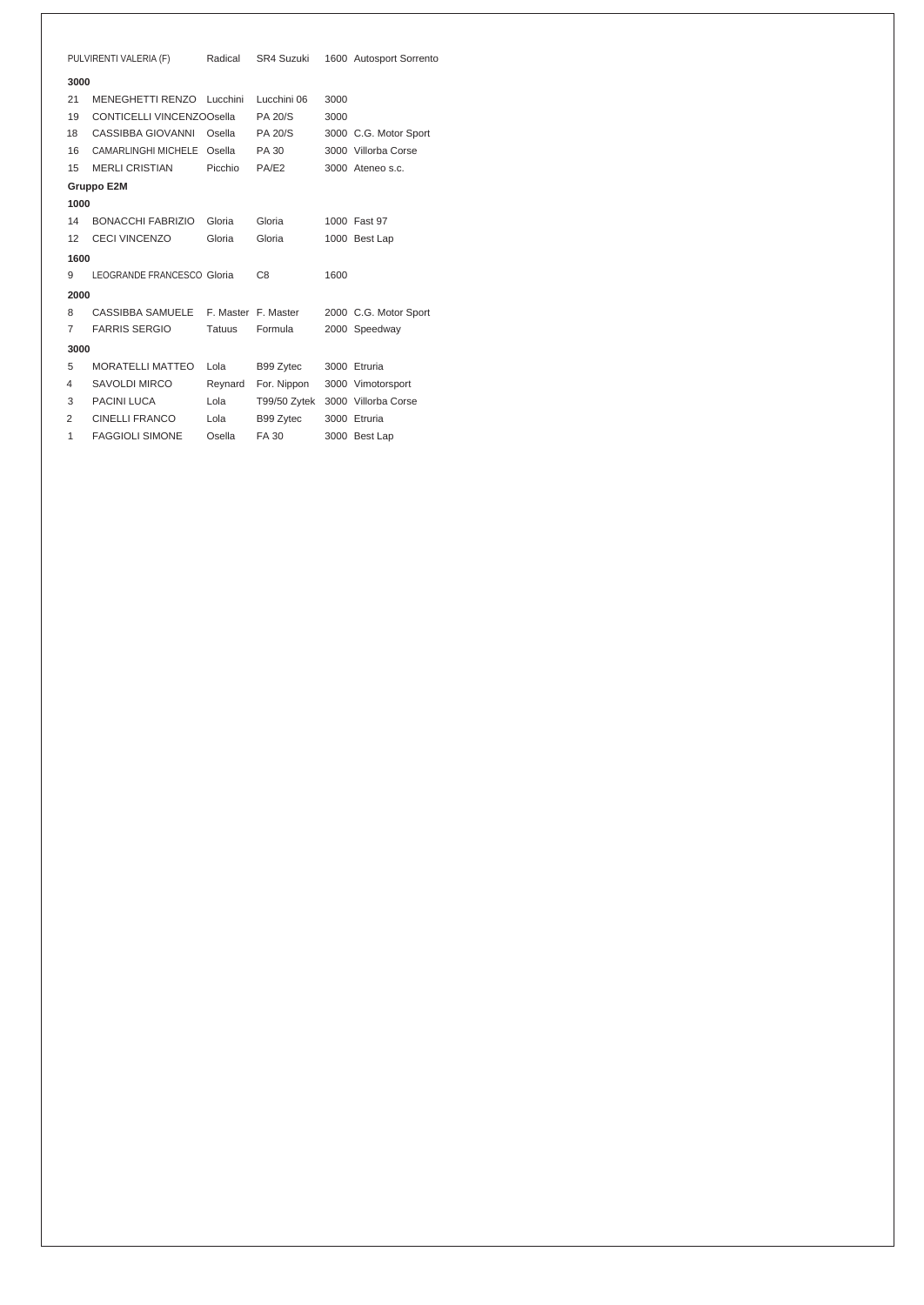| | | | | | |
|---|---|---|---|---|---|
| | PULVIRENTI VALERIA (F) | Radical | SR4 Suzuki | 1600 | Autosport Sorrento |
| **3000** | | | | | |
| 21 | MENEGHETTI RENZO | Lucchini | Lucchini 06 | 3000 | |
| 19 | CONTICELLI VINCENZO | Osella | PA 20/S | 3000 | |
| 18 | CASSIBBA GIOVANNI | Osella | PA 20/S | 3000 | C.G. Motor Sport |
| 16 | CAMARLINGHI MICHELE | Osella | PA 30 | 3000 | Villorba Corse |
| 15 | MERLI CRISTIAN | Picchio | PA/E2 | 3000 | Ateneo s.c. |
| **Gruppo E2M** | | | | | |
| **1000** | | | | | |
| 14 | BONACCHI FABRIZIO | Gloria | Gloria | 1000 | Fast 97 |
| 12 | CECI VINCENZO | Gloria | Gloria | 1000 | Best Lap |
| **1600** | | | | | |
| 9 | LEOGRANDE FRANCESCO | Gloria | C8 | 1600 | |
| **2000** | | | | | |
| 8 | CASSIBBA SAMUELE | F. Master | F. Master | 2000 | C.G. Motor Sport |
| 7 | FARRIS SERGIO | Tatuus | Formula | 2000 | Speedway |
| **3000** | | | | | |
| 5 | MORATELLI MATTEO | Lola | B99 Zytec | 3000 | Etruria |
| 4 | SAVOLDI MIRCO | Reynard | For. Nippon | 3000 | Vimotorsport |
| 3 | PACINI LUCA | Lola | T99/50 Zytek | 3000 | Villorba Corse |
| 2 | CINELLI FRANCO | Lola | B99 Zytec | 3000 | Etruria |
| 1 | FAGGIOLI SIMONE | Osella | FA 30 | 3000 | Best Lap |